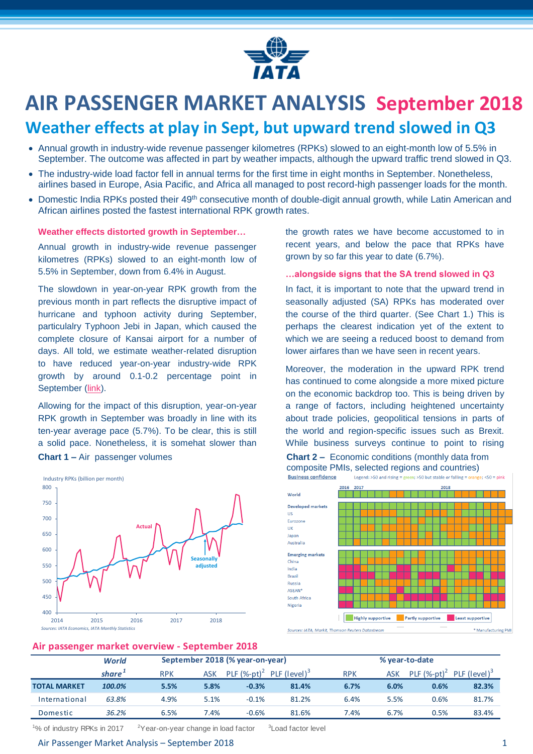# AIR PASSENGER MARKET ANALYSIS September 2018

## Weather effects at play in Sept, but upward trend slowed in Q3

- Annual growth in industry-wide revenue passenger kilometres (RPKs) slowed to an eight-month low of 5.5% in September. The outcome was affected in part by weather impacts, although the upward traffic trend slowed in Q3.
- The industry-wide load factor fell in annual terms for the first time in eight months in September. Nonetheless, airlines based in Europe, Asia Pacific, and Africa all managed to post record-high passenger loads for the month.
- Domestic India RPKs posted their 49th consecutive month of double-digit annual growth, while Latin American and African airlines posted the fastest international RPK growth rates.

### Weather effects distorted growth in September…

Annual growth in industry-wide revenue passenger kilometres (RPKs) slowed to an eight-month low of 5.5% in September, down from 6.4% in August.

The slowdown in year-on-year RPK growth from the previous month in part reflects the disruptive impact of hurricane and typhoon activity during September, particularly Typhoon Jebi in Japan, which caused the complete closure of Kansai airport for a number of days. All told, we estimate weather-related disruption to have reduced year-on-year industry-wide RPK growth by around 0.1-0.2 percentage point in September (link).

Allowing for the impact of this disruption, year-on-year RPK growth in September was broadly in line with its ten-year average pace (5.7%). To be clear, this is still a solid pace. Nonetheless, it is somehat slower than the growth rates we have become accustomed to in recent years, and below the pace that RPKs have grown by so far this year to date (6.7%).

### …alongside signs that the SA trend slowed in Q3

In fact, it is important to note that the upward trend in seasonally adjusted (SA) RPKs has moderated over the course of the third quarter. (See Chart 1.) This is perhaps the clearest indication yet of the extent to which we are seeing a reduced boost to demand from lower airfares than we have seen in recent years.

Moreover, the moderation in the upward RPK trend has continued to come alongside a more mixed picture on the economic backdrop too. This is being driven by a range of factors, including heightened uncertainty about trade policies, geopolitical tensions in parts of the world and region-specific issues such as Brexit. While business surveys continue to point to rising

**Chart 1 –** Air passenger volumes

**Chart 2 –** Economic conditions (monthly data from composite PMIs, selected regions and countries)

### Air passenger market overview - September 2018

| | World share[1] | September 2018 (% year-on-year) | | | | % year-to-date | | | |
|---|---|---|---|---|---|---|---|---|---|
| | | RPK | ASK | PLF (%-pt)[2] | PLF (level)[3] | RPK | ASK | PLF (%-pt)[2] | PLF (level)[3] |
| **TOTAL MARKET** | **100.0%** | **5.5%** | **5.8%** | **-0.3%** | **81.4%** | **6.7%** | **6.0%** | **0.6%** | **82.3%** |
| International | 63.8% | 4.9% | 5.1% | -0.1% | 81.2% | 6.4% | 5.5% | 0.6% | 81.7% |
| Domestic | 36.2% | 6.5% | 7.4% | -0.6% | 81.6% | 7.4% | 6.7% | 0.5% | 83.4% |

[1]% of industry RPKs in 2017 [2]Year-on-year change in load factor [3]Load factor level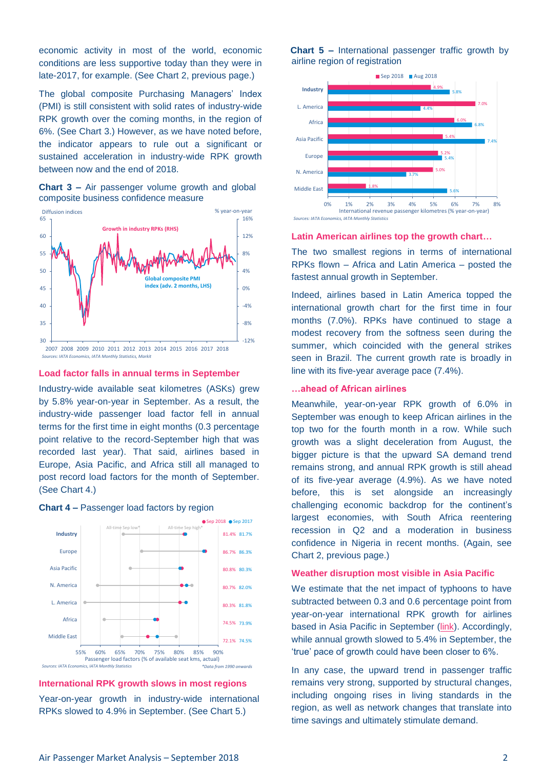economic activity in most of the world, economic conditions are less supportive today than they were in late-2017, for example. (See Chart 2, previous page.)

The global composite Purchasing Managers' Index (PMI) is still consistent with solid rates of industry-wide RPK growth over the coming months, in the region of 6%. (See Chart 3.) However, as we have noted before, the indicator appears to rule out a significant or sustained acceleration in industry-wide RPK growth between now and the end of 2018.

**Chart 3 –** Air passenger volume growth and global composite business confidence measure

Sources: IATA Economics, IATA Monthly Statistics, Markit

### Load factor falls in annual terms in September

Industry-wide available seat kilometres (ASKs) grew by 5.8% year-on-year in September. As a result, the industry-wide passenger load factor fell in annual terms for the first time in eight months (0.3 percentage point relative to the record-September high that was recorded last year). That said, airlines based in Europe, Asia Pacific, and Africa still all managed to post record load factors for the month of September. (See Chart 4.)

**Chart 4 –** Passenger load factors by region

| Region | Sep 2018 | Sep 2017 |
|---|---|---|
| Industry | 81.4% | 81.7% |
| Europe | 86.7% | 86.3% |
| Asia Pacific | 80.8% | 80.3% |
| N. America | 80.7% | 82.0% |
| L. America | 80.3% | 81.8% |
| Africa | 74.5% | 73.9% |
| Middle East | 72.1% | 74.5% |

Passenger load factors (% of available seat kms, actual)

Sources: IATA Economics, IATA Monthly Statistics

*Data from 1990 onwards

### International RPK growth slows in most regions

Year-on-year growth in industry-wide international RPKs slowed to 4.9% in September. (See Chart 5.)

**Chart 5 –** International passenger traffic growth by airline region of registration

| Region | Sep 2018 | Aug 2018 |
|---|---|---|
| Industry | 4.9% | 5.8% |
| L. America | 7.0% | 4.4% |
| Africa | 6.0% | 6.8% |
| Asia Pacific | 5.4% | 7.4% |
| Europe | 5.2% | 5.4% |
| N. America | 5.0% | 3.7% |
| Middle East | 1.8% | 5.6% |

International revenue passenger kilometres (% year-on-year)

Sources: IATA Economics, IATA Monthly Statistics

### Latin American airlines top the growth chart…

The two smallest regions in terms of international RPKs flown – Africa and Latin America – posted the fastest annual growth in September.

Indeed, airlines based in Latin America topped the international growth chart for the first time in four months (7.0%). RPKs have continued to stage a modest recovery from the softness seen during the summer, which coincided with the general strikes seen in Brazil. The current growth rate is broadly in line with its five-year average pace (7.4%).

### …ahead of African airlines

Meanwhile, year-on-year RPK growth of 6.0% in September was enough to keep African airlines in the top two for the fourth month in a row. While such growth was a slight deceleration from August, the bigger picture is that the upward SA demand trend remains strong, and annual RPK growth is still ahead of its five-year average (4.9%). As we have noted before, this is set alongside an increasingly challenging economic backdrop for the continent's largest economies, with South Africa reentering recession in Q2 and a moderation in business confidence in Nigeria in recent months. (Again, see Chart 2, previous page.)

### Weather disruption most visible in Asia Pacific

We estimate that the net impact of typhoons to have subtracted between 0.3 and 0.6 percentage point from year-on-year international RPK growth for airlines based in Asia Pacific in September (link). Accordingly, while annual growth slowed to 5.4% in September, the 'true' pace of growth could have been closer to 6%.

In any case, the upward trend in passenger traffic remains very strong, supported by structural changes, including ongoing rises in living standards in the region, as well as network changes that translate into time savings and ultimately stimulate demand.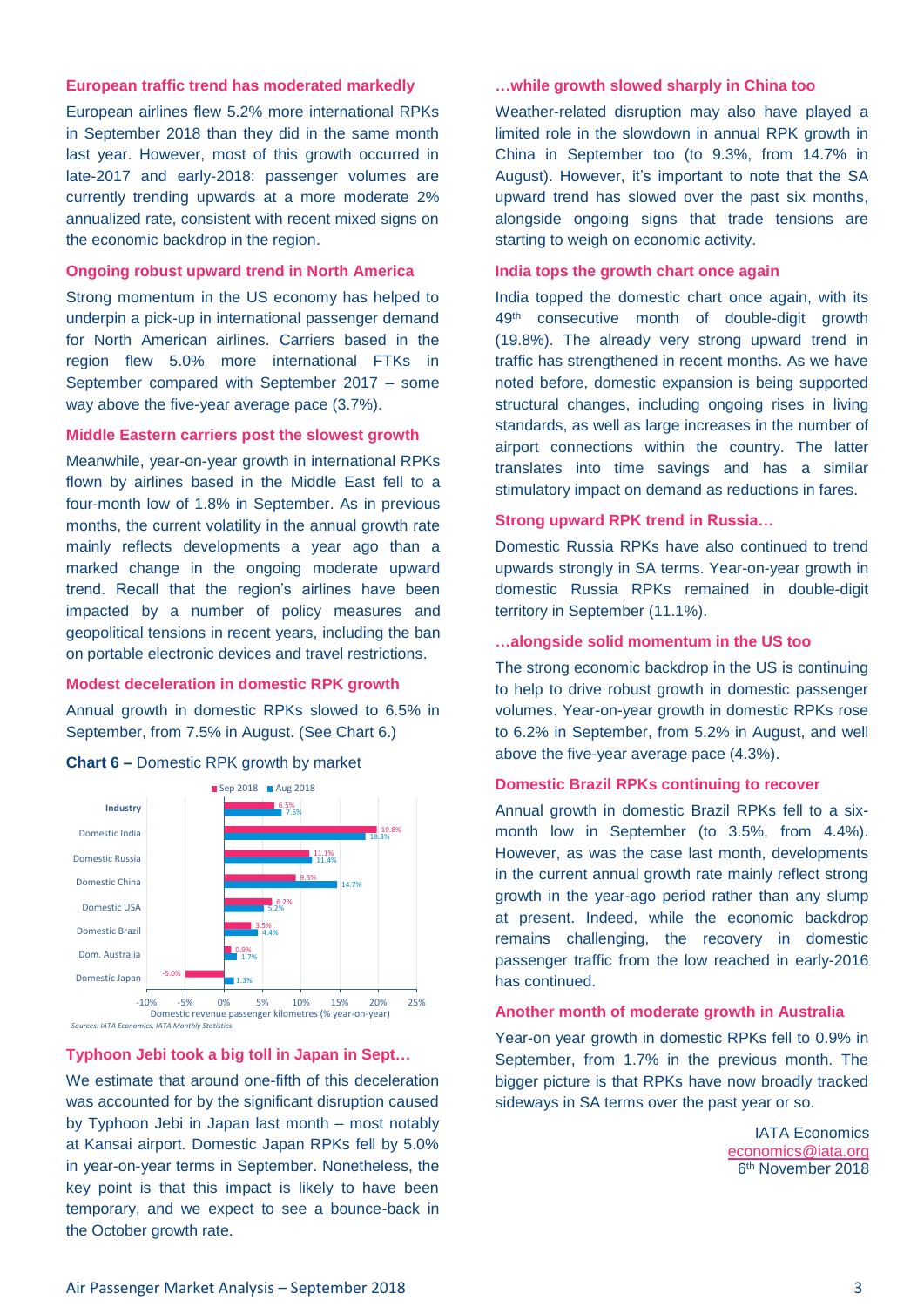### European traffic trend has moderated markedly

European airlines flew 5.2% more international RPKs in September 2018 than they did in the same month last year. However, most of this growth occurred in late-2017 and early-2018: passenger volumes are currently trending upwards at a more moderate 2% annualized rate, consistent with recent mixed signs on the economic backdrop in the region.

### Ongoing robust upward trend in North America

Strong momentum in the US economy has helped to underpin a pick-up in international passenger demand for North American airlines. Carriers based in the region flew 5.0% more international FTKs in September compared with September 2017 – some way above the five-year average pace (3.7%).

### Middle Eastern carriers post the slowest growth

Meanwhile, year-on-year growth in international RPKs flown by airlines based in the Middle East fell to a four-month low of 1.8% in September. As in previous months, the current volatility in the annual growth rate mainly reflects developments a year ago than a marked change in the ongoing moderate upward trend. Recall that the region's airlines have been impacted by a number of policy measures and geopolitical tensions in recent years, including the ban on portable electronic devices and travel restrictions.

### Modest deceleration in domestic RPK growth

Annual growth in domestic RPKs slowed to 6.5% in September, from 7.5% in August. (See Chart 6.)

**Chart 6 –** Domestic RPK growth by market

| Market | Sep 2018 | Aug 2018 |
|---|---|---|
| Industry | 6.5% | 7.5% |
| Domestic India | 19.8% | 18.3% |
| Domestic Russia | 11.1% | 11.4% |
| Domestic China | 9.3% | 14.7% |
| Domestic USA | 6.2% | 5.2% |
| Domestic Brazil | 3.5% | 4.4% |
| Dom. Australia | 0.9% | 1.7% |
| Domestic Japan | -5.0% | 1.3% |

Domestic revenue passenger kilometres (% year-on-year)

*Sources: IATA Economics, IATA Monthly Statistics*

### Typhoon Jebi took a big toll in Japan in Sept…

We estimate that around one-fifth of this deceleration was accounted for by the significant disruption caused by Typhoon Jebi in Japan last month – most notably at Kansai airport. Domestic Japan RPKs fell by 5.0% in year-on-year terms in September. Nonetheless, the key point is that this impact is likely to have been temporary, and we expect to see a bounce-back in the October growth rate.

### …while growth slowed sharply in China too

Weather-related disruption may also have played a limited role in the slowdown in annual RPK growth in China in September too (to 9.3%, from 14.7% in August). However, it's important to note that the SA upward trend has slowed over the past six months, alongside ongoing signs that trade tensions are starting to weigh on economic activity.

### India tops the growth chart once again

India topped the domestic chart once again, with its 49th consecutive month of double-digit growth (19.8%). The already very strong upward trend in traffic has strengthened in recent months. As we have noted before, domestic expansion is being supported structural changes, including ongoing rises in living standards, as well as large increases in the number of airport connections within the country. The latter translates into time savings and has a similar stimulatory impact on demand as reductions in fares.

### Strong upward RPK trend in Russia…

Domestic Russia RPKs have also continued to trend upwards strongly in SA terms. Year-on-year growth in domestic Russia RPKs remained in double-digit territory in September (11.1%).

### …alongside solid momentum in the US too

The strong economic backdrop in the US is continuing to help to drive robust growth in domestic passenger volumes. Year-on-year growth in domestic RPKs rose to 6.2% in September, from 5.2% in August, and well above the five-year average pace (4.3%).

### Domestic Brazil RPKs continuing to recover

Annual growth in domestic Brazil RPKs fell to a six-month low in September (to 3.5%, from 4.4%). However, as was the case last month, developments in the current annual growth rate mainly reflect strong growth in the year-ago period rather than any slump at present. Indeed, while the economic backdrop remains challenging, the recovery in domestic passenger traffic from the low reached in early-2016 has continued.

### Another month of moderate growth in Australia

Year-on year growth in domestic RPKs fell to 0.9% in September, from 1.7% in the previous month. The bigger picture is that RPKs have now broadly tracked sideways in SA terms over the past year or so.

IATA Economics
economics@iata.org
6th November 2018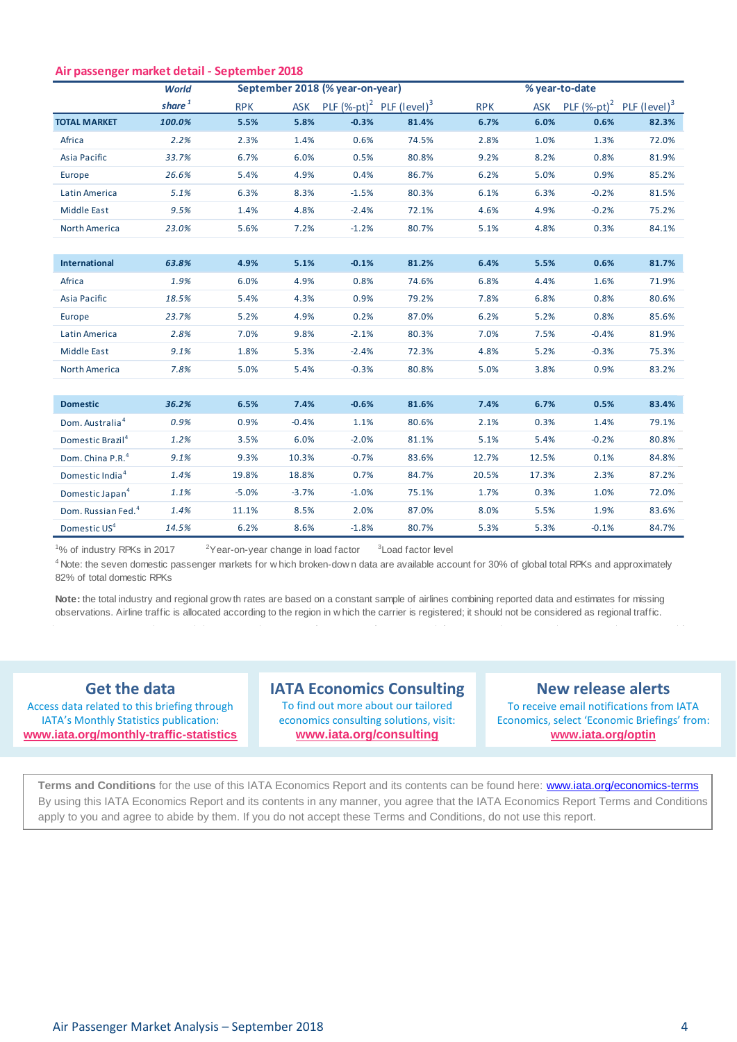## Air passenger market detail - September 2018

| | World share[1] | September 2018 (% year-on-year) | | | | % year-to-date | | | |
|---|---|---|---|---|---|---|---|---|---|
| | | RPK | ASK | PLF (%-pt)[2] | PLF (level)[3] | RPK | ASK | PLF (%-pt)[2] | PLF (level)[3] |
| **TOTAL MARKET** | ***100.0%*** | **5.5%** | **5.8%** | **-0.3%** | **81.4%** | **6.7%** | **6.0%** | **0.6%** | **82.3%** |
| Africa | *2.2%* | 2.3% | 1.4% | 0.6% | 74.5% | 2.8% | 1.0% | 1.3% | 72.0% |
| Asia Pacific | *33.7%* | 6.7% | 6.0% | 0.5% | 80.8% | 9.2% | 8.2% | 0.8% | 81.9% |
| Europe | *26.6%* | 5.4% | 4.9% | 0.4% | 86.7% | 6.2% | 5.0% | 0.9% | 85.2% |
| Latin America | *5.1%* | 6.3% | 8.3% | -1.5% | 80.3% | 6.1% | 6.3% | -0.2% | 81.5% |
| Middle East | *9.5%* | 1.4% | 4.8% | -2.4% | 72.1% | 4.6% | 4.9% | -0.2% | 75.2% |
| North America | *23.0%* | 5.6% | 7.2% | -1.2% | 80.7% | 5.1% | 4.8% | 0.3% | 84.1% |
| **International** | ***63.8%*** | **4.9%** | **5.1%** | **-0.1%** | **81.2%** | **6.4%** | **5.5%** | **0.6%** | **81.7%** |
| Africa | *1.9%* | 6.0% | 4.9% | 0.8% | 74.6% | 6.8% | 4.4% | 1.6% | 71.9% |
| Asia Pacific | *18.5%* | 5.4% | 4.3% | 0.9% | 79.2% | 7.8% | 6.8% | 0.8% | 80.6% |
| Europe | *23.7%* | 5.2% | 4.9% | 0.2% | 87.0% | 6.2% | 5.2% | 0.8% | 85.6% |
| Latin America | *2.8%* | 7.0% | 9.8% | -2.1% | 80.3% | 7.0% | 7.5% | -0.4% | 81.9% |
| Middle East | *9.1%* | 1.8% | 5.3% | -2.4% | 72.3% | 4.8% | 5.2% | -0.3% | 75.3% |
| North America | *7.8%* | 5.0% | 5.4% | -0.3% | 80.8% | 5.0% | 3.8% | 0.9% | 83.2% |
| **Domestic** | ***36.2%*** | **6.5%** | **7.4%** | **-0.6%** | **81.6%** | **7.4%** | **6.7%** | **0.5%** | **83.4%** |
| Dom. Australia[4] | *0.9%* | 0.9% | -0.4% | 1.1% | 80.6% | 2.1% | 0.3% | 1.4% | 79.1% |
| Domestic Brazil[4] | *1.2%* | 3.5% | 6.0% | -2.0% | 81.1% | 5.1% | 5.4% | -0.2% | 80.8% |
| Dom. China P.R.[4] | *9.1%* | 9.3% | 10.3% | -0.7% | 83.6% | 12.7% | 12.5% | 0.1% | 84.8% |
| Domestic India[4] | *1.4%* | 19.8% | 18.8% | 0.7% | 84.7% | 20.5% | 17.3% | 2.3% | 87.2% |
| Domestic Japan[4] | *1.1%* | -5.0% | -3.7% | -1.0% | 75.1% | 1.7% | 0.3% | 1.0% | 72.0% |
| Dom. Russian Fed.[4] | *1.4%* | 11.1% | 8.5% | 2.0% | 87.0% | 8.0% | 5.5% | 1.9% | 83.6% |
| Domestic US[4] | *14.5%* | 6.2% | 8.6% | -1.8% | 80.7% | 5.3% | 5.3% | -0.1% | 84.7% |

[1]% of industry RPKs in 2017 [2]Year-on-year change in load factor [3]Load factor level

[4] Note: the seven domestic passenger markets for which broken-down data are available account for 30% of global total RPKs and approximately 82% of total domestic RPKs

**Note:** the total industry and regional growth rates are based on a constant sample of airlines combining reported data and estimates for missing observations. Airline traffic is allocated according to the region in which the carrier is registered; it should not be considered as regional traffic.

### Get the data

Access data related to this briefing through IATA's Monthly Statistics publication: **www.iata.org/monthly-traffic-statistics**

### IATA Economics Consulting

To find out more about our tailored economics consulting solutions, visit: **www.iata.org/consulting**

### New release alerts

To receive email notifications from IATA Economics, select 'Economic Briefings' from: **www.iata.org/optin**

**Terms and Conditions** for the use of this IATA Economics Report and its contents can be found here: www.iata.org/economics-terms
By using this IATA Economics Report and its contents in any manner, you agree that the IATA Economics Report Terms and Conditions apply to you and agree to abide by them. If you do not accept these Terms and Conditions, do not use this report.